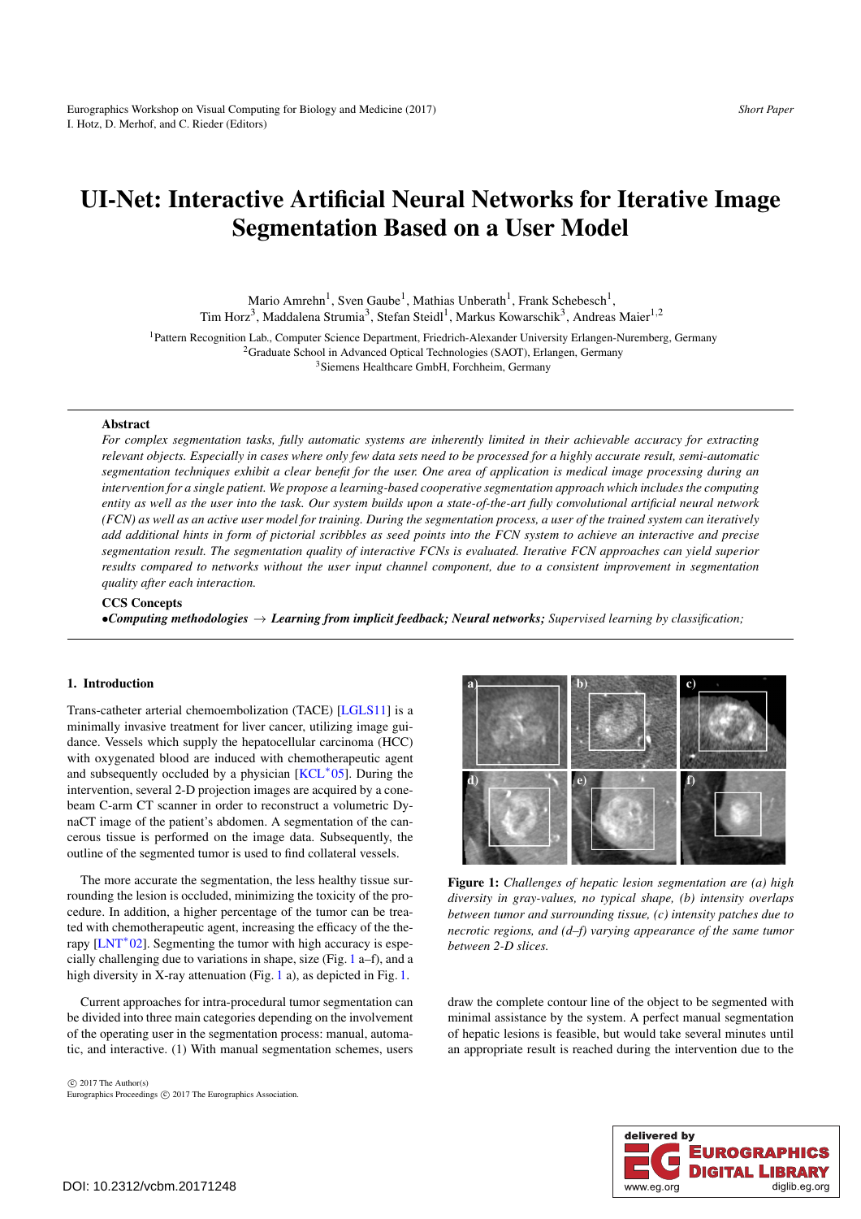# UI-Net: Interactive Artificial Neural Networks for Iterative Image Segmentation Based on a User Model

Mario Amrehn[1], Sven Gaube[1], Mathias Unberath[1], Frank Schebesch[1], Tim Horz[3], Maddalena Strumia[3], Stefan Steidl[1], Markus Kowarschik[3], Andreas Maier[1,2]

[1]Pattern Recognition Lab., Computer Science Department, Friedrich-Alexander University Erlangen-Nuremberg, Germany
[2]Graduate School in Advanced Optical Technologies (SAOT), Erlangen, Germany
[3]Siemens Healthcare GmbH, Forchheim, Germany

**Abstract**

*For complex segmentation tasks, fully automatic systems are inherently limited in their achievable accuracy for extracting relevant objects. Especially in cases where only few data sets need to be processed for a highly accurate result, semi-automatic segmentation techniques exhibit a clear benefit for the user. One area of application is medical image processing during an intervention for a single patient. We propose a learning-based cooperative segmentation approach which includes the computing entity as well as the user into the task. Our system builds upon a state-of-the-art fully convolutional artificial neural network (FCN) as well as an active user model for training. During the segmentation process, a user of the trained system can iteratively add additional hints in form of pictorial scribbles as seed points into the FCN system to achieve an interactive and precise segmentation result. The segmentation quality of interactive FCNs is evaluated. Iterative FCN approaches can yield superior results compared to networks without the user input channel component, due to a consistent improvement in segmentation quality after each interaction.*

**CCS Concepts**

•***Computing methodologies*** → ***Learning from implicit feedback; Neural networks;*** *Supervised learning by classification;*

## 1. Introduction

Trans-catheter arterial chemoembolization (TACE) [LGLS11] is a minimally invasive treatment for liver cancer, utilizing image guidance. Vessels which supply the hepatocellular carcinoma (HCC) with oxygenated blood are induced with chemotherapeutic agent and subsequently occluded by a physician [KCL*05]. During the intervention, several 2-D projection images are acquired by a cone-beam C-arm CT scanner in order to reconstruct a volumetric DynaCT image of the patient's abdomen. A segmentation of the cancerous tissue is performed on the image data. Subsequently, the outline of the segmented tumor is used to find collateral vessels.

The more accurate the segmentation, the less healthy tissue surrounding the lesion is occluded, minimizing the toxicity of the procedure. In addition, a higher percentage of the tumor can be treated with chemotherapeutic agent, increasing the efficacy of the therapy [LNT*02]. Segmenting the tumor with high accuracy is especially challenging due to variations in shape, size (Fig. 1 a–f), and a high diversity in X-ray attenuation (Fig. 1 a), as depicted in Fig. 1.

Current approaches for intra-procedural tumor segmentation can be divided into three main categories depending on the involvement of the operating user in the segmentation process: manual, automatic, and interactive. (1) With manual segmentation schemes, users draw the complete contour line of the object to be segmented with minimal assistance by the system. A perfect manual segmentation of hepatic lesions is feasible, but would take several minutes until an appropriate result is reached during the intervention due to the

**Figure 1:** *Challenges of hepatic lesion segmentation are (a) high diversity in gray-values, no typical shape, (b) intensity overlaps between tumor and surrounding tissue, (c) intensity patches due to necrotic regions, and (d–f) varying appearance of the same tumor between 2-D slices.*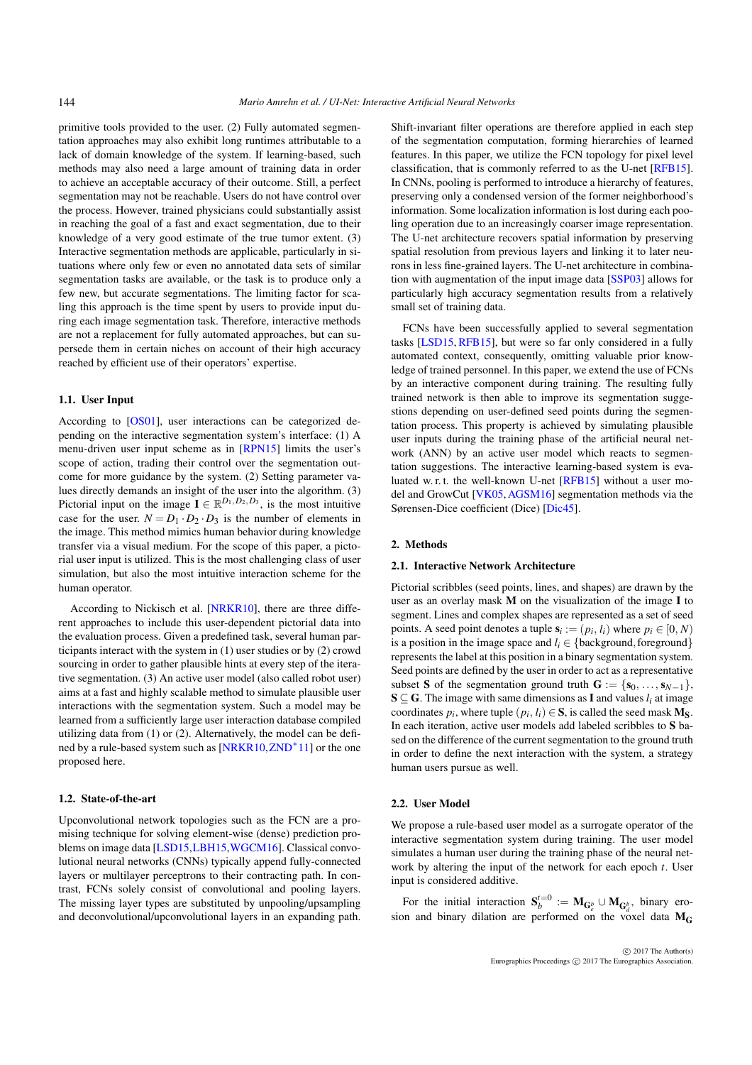primitive tools provided to the user. (2) Fully automated segmentation approaches may also exhibit long runtimes attributable to a lack of domain knowledge of the system. If learning-based, such methods may also need a large amount of training data in order to achieve an acceptable accuracy of their outcome. Still, a perfect segmentation may not be reachable. Users do not have control over the process. However, trained physicians could substantially assist in reaching the goal of a fast and exact segmentation, due to their knowledge of a very good estimate of the true tumor extent. (3) Interactive segmentation methods are applicable, particularly in situations where only few or even no annotated data sets of similar segmentation tasks are available, or the task is to produce only a few new, but accurate segmentations. The limiting factor for scaling this approach is the time spent by users to provide input during each image segmentation task. Therefore, interactive methods are not a replacement for fully automated approaches, but can supersede them in certain niches on account of their high accuracy reached by efficient use of their operators' expertise.

### 1.1. User Input

According to [OS01], user interactions can be categorized depending on the interactive segmentation system's interface: (1) A menu-driven user input scheme as in [RPN15] limits the user's scope of action, trading their control over the segmentation outcome for more guidance by the system. (2) Setting parameter values directly demands an insight of the user into the algorithm. (3) Pictorial input on the image $\mathbf{I} \in \mathbb{R}^{D_1,D_2,D_3}$, is the most intuitive case for the user. $N = D_1 \cdot D_2 \cdot D_3$ is the number of elements in the image. This method mimics human behavior during knowledge transfer via a visual medium. For the scope of this paper, a pictorial user input is utilized. This is the most challenging class of user simulation, but also the most intuitive interaction scheme for the human operator.

According to Nickisch et al. [NRKR10], there are three different approaches to include this user-dependent pictorial data into the evaluation process. Given a predefined task, several human participants interact with the system in (1) user studies or by (2) crowd sourcing in order to gather plausible hints at every step of the iterative segmentation. (3) An active user model (also called robot user) aims at a fast and highly scalable method to simulate plausible user interactions with the segmentation system. Such a model may be learned from a sufficiently large user interaction database compiled utilizing data from (1) or (2). Alternatively, the model can be defined by a rule-based system such as [NRKR10, ZND*11] or the one proposed here.

### 1.2. State-of-the-art

Upconvolutional network topologies such as the FCN are a promising technique for solving element-wise (dense) prediction problems on image data [LSD15, LBH15, WGCM16]. Classical convolutional neural networks (CNNs) typically append fully-connected layers or multilayer perceptrons to their contracting path. In contrast, FCNs solely consist of convolutional and pooling layers. The missing layer types are substituted by unpooling/upsampling and deconvolutional/upconvolutional layers in an expanding path. Shift-invariant filter operations are therefore applied in each step of the segmentation computation, forming hierarchies of learned features. In this paper, we utilize the FCN topology for pixel level classification, that is commonly referred to as the U-net [RFB15]. In CNNs, pooling is performed to introduce a hierarchy of features, preserving only a condensed version of the former neighborhood's information. Some localization information is lost during each pooling operation due to an increasingly coarser image representation. The U-net architecture recovers spatial information by preserving spatial resolution from previous layers and linking it to later neurons in less fine-grained layers. The U-net architecture in combination with augmentation of the input image data [SSP03] allows for particularly high accuracy segmentation results from a relatively small set of training data.

FCNs have been successfully applied to several segmentation tasks [LSD15, RFB15], but were so far only considered in a fully automated context, consequently, omitting valuable prior knowledge of trained personnel. In this paper, we extend the use of FCNs by an interactive component during training. The resulting fully trained network is then able to improve its segmentation suggestions depending on user-defined seed points during the segmentation process. This property is achieved by simulating plausible user inputs during the training phase of the artificial neural network (ANN) by an active user model which reacts to segmentation suggestions. The interactive learning-based system is evaluated w. r. t. the well-known U-net [RFB15] without a user model and GrowCut [VK05, AGSM16] segmentation methods via the Sørensen-Dice coefficient (Dice) [Dic45].

## 2. Methods

### 2.1. Interactive Network Architecture

Pictorial scribbles (seed points, lines, and shapes) are drawn by the user as an overlay mask $\mathbf{M}$ on the visualization of the image $\mathbf{I}$ to segment. Lines and complex shapes are represented as a set of seed points. A seed point denotes a tuple $\mathbf{s}_i := (p_i, l_i)$ where $p_i \in [0, N)$ is a position in the image space and $l_i \in \{\text{background}, \text{foreground}\}$ represents the label at this position in a binary segmentation system. Seed points are defined by the user in order to act as a representative subset $\mathbf{S}$ of the segmentation ground truth $\mathbf{G} := \{\mathbf{s}_0, \ldots, \mathbf{s}_{N-1}\}$, $\mathbf{S} \subseteq \mathbf{G}$. The image with same dimensions as $\mathbf{I}$ and values $l_i$ at image coordinates $p_i$, where tuple $(p_i, l_i) \in \mathbf{S}$, is called the seed mask $\mathbf{M_S}$. In each iteration, active user models add labeled scribbles to $\mathbf{S}$ based on the difference of the current segmentation to the ground truth in order to define the next interaction with the system, a strategy human users pursue as well.

### 2.2. User Model

We propose a rule-based user model as a surrogate operator of the interactive segmentation system during training. The user model simulates a human user during the training phase of the neural network by altering the input of the network for each epoch $t$. User input is considered additive.

For the initial interaction $\mathbf{S}_b^{t=0} := \mathbf{M}_{\mathbf{G}_e^b} \cup \mathbf{M}_{\mathbf{G}_d^b}$, binary erosion and binary dilation are performed on the voxel data $\mathbf{M_G}$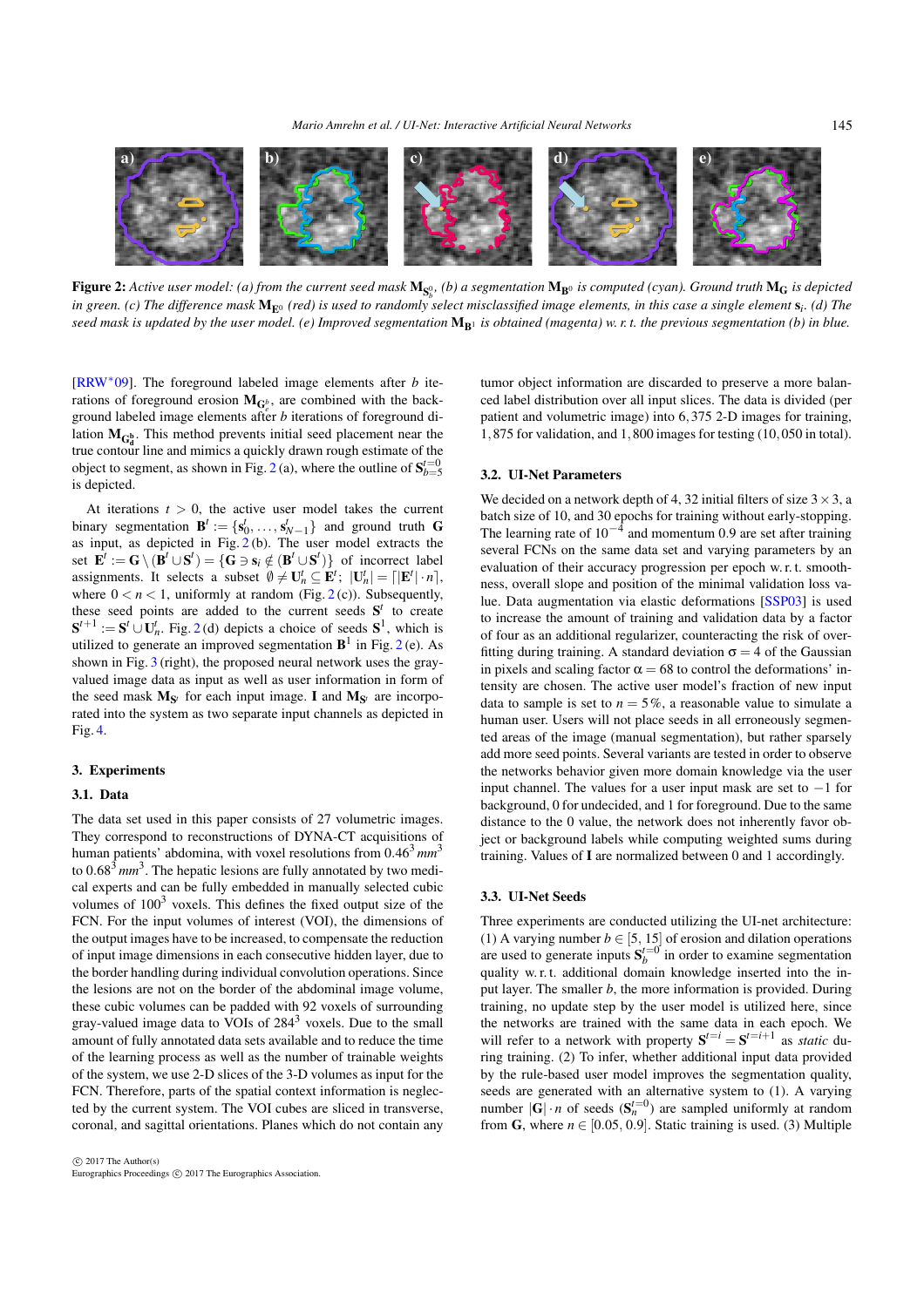**Figure 2:** *Active user model: (a) from the current seed mask $\mathbf{M}_{\mathbf{S}_b^0}$, (b) a segmentation $\mathbf{M}_{\mathbf{B}^0}$ is computed (cyan). Ground truth $\mathbf{M}_{\mathbf{G}}$ is depicted in green. (c) The difference mask $\mathbf{M}_{\mathbf{E}^0}$ (red) is used to randomly select misclassified image elements, in this case a single element $\mathbf{s}_i$. (d) The seed mask is updated by the user model. (e) Improved segmentation $\mathbf{M}_{\mathbf{B}^1}$ is obtained (magenta) w. r. t. the previous segmentation (b) in blue.*

[RRW*09]. The foreground labeled image elements after $b$ iterations of foreground erosion $\mathbf{M}_{\mathbf{G}_e^b}$, are combined with the background labeled image elements after $b$ iterations of foreground dilation $\mathbf{M}_{\mathbf{G}_d^b}$. This method prevents initial seed placement near the true contour line and mimics a quickly drawn rough estimate of the object to segment, as shown in Fig. 2 (a), where the outline of $\mathbf{S}_{b=5}^{t=0}$ is depicted.

At iterations $t > 0$, the active user model takes the current binary segmentation $\mathbf{B}^t := \{\mathbf{s}_0^t, \ldots, \mathbf{s}_{N-1}^t\}$ and ground truth $\mathbf{G}$ as input, as depicted in Fig. 2 (b). The user model extracts the set $\mathbf{E}^t := \mathbf{G} \setminus (\mathbf{B}^t \cup \mathbf{S}^t) = \{\mathbf{G} \ni \mathbf{s}_i \notin (\mathbf{B}^t \cup \mathbf{S}^t)\}$ of incorrect label assignments. It selects a subset $\emptyset \neq \mathbf{U}_n^t \subseteq \mathbf{E}^t;\ |\mathbf{U}_n^t| = \lceil |\mathbf{E}^t| \cdot n \rceil$, where $0 < n < 1$, uniformly at random (Fig. 2 (c)). Subsequently, these seed points are added to the current seeds $\mathbf{S}^t$ to create $\mathbf{S}^{t+1} := \mathbf{S}^t \cup \mathbf{U}_n^t$. Fig. 2 (d) depicts a choice of seeds $\mathbf{S}^1$, which is utilized to generate an improved segmentation $\mathbf{B}^1$ in Fig. 2 (e). As shown in Fig. 3 (right), the proposed neural network uses the gray-valued image data as input as well as user information in form of the seed mask $\mathbf{M}_{\mathbf{S}^t}$ for each input image. $\mathbf{I}$ and $\mathbf{M}_{\mathbf{S}^t}$ are incorporated into the system as two separate input channels as depicted in Fig. 4.

## 3. Experiments

### 3.1. Data

The data set used in this paper consists of 27 volumetric images. They correspond to reconstructions of DYNA-CT acquisitions of human patients' abdomina, with voxel resolutions from $0.46^3\,mm^3$ to $0.68^3\,mm^3$. The hepatic lesions are fully annotated by two medical experts and can be fully embedded in manually selected cubic volumes of $100^3$ voxels. This defines the fixed output size of the FCN. For the input volumes of interest (VOI), the dimensions of the output images have to be increased, to compensate the reduction of input image dimensions in each consecutive hidden layer, due to the border handling during individual convolution operations. Since the lesions are not on the border of the abdominal image volume, these cubic volumes can be padded with 92 voxels of surrounding gray-valued image data to VOIs of $284^3$ voxels. Due to the small amount of fully annotated data sets available and to reduce the time of the learning process as well as the number of trainable weights of the system, we use 2-D slices of the 3-D volumes as input for the FCN. Therefore, parts of the spatial context information is neglected by the current system. The VOI cubes are sliced in transverse, coronal, and sagittal orientations. Planes which do not contain any tumor object information are discarded to preserve a more balanced label distribution over all input slices. The data is divided (per patient and volumetric image) into 6,375 2-D images for training, 1,875 for validation, and 1,800 images for testing (10,050 in total).

### 3.2. UI-Net Parameters

We decided on a network depth of 4, 32 initial filters of size $3 \times 3$, a batch size of 10, and 30 epochs for training without early-stopping. The learning rate of $10^{-4}$ and momentum 0.9 are set after training several FCNs on the same data set and varying parameters by an evaluation of their accuracy progression per epoch w. r. t. smoothness, overall slope and position of the minimal validation loss value. Data augmentation via elastic deformations [SSP03] is used to increase the amount of training and validation data by a factor of four as an additional regularizer, counteracting the risk of overfitting during training. A standard deviation $\sigma = 4$ of the Gaussian in pixels and scaling factor $\alpha = 68$ to control the deformations' intensity are chosen. The active user model's fraction of new input data to sample is set to $n = 5\%$, a reasonable value to simulate a human user. Users will not place seeds in all erroneously segmented areas of the image (manual segmentation), but rather sparsely add more seed points. Several variants are tested in order to observe the networks behavior given more domain knowledge via the user input channel. The values for a user input mask are set to $-1$ for background, 0 for undecided, and 1 for foreground. Due to the same distance to the 0 value, the network does not inherently favor object or background labels while computing weighted sums during training. Values of $\mathbf{I}$ are normalized between 0 and 1 accordingly.

### 3.3. UI-Net Seeds

Three experiments are conducted utilizing the UI-net architecture: (1) A varying number $b \in [5, 15]$ of erosion and dilation operations are used to generate inputs $\mathbf{S}_b^{t=0}$ in order to examine segmentation quality w. r. t. additional domain knowledge inserted into the input layer. The smaller $b$, the more information is provided. During training, no update step by the user model is utilized here, since the networks are trained with the same data in each epoch. We will refer to a network with property $\mathbf{S}^{t=i} = \mathbf{S}^{t=i+1}$ as *static* during training. (2) To infer, whether additional input data provided by the rule-based user model improves the segmentation quality, seeds are generated with an alternative system to (1). A varying number $|\mathbf{G}| \cdot n$ of seeds ($\mathbf{S}_n^{t=0}$) are sampled uniformly at random from $\mathbf{G}$, where $n \in [0.05, 0.9]$. Static training is used. (3) Multiple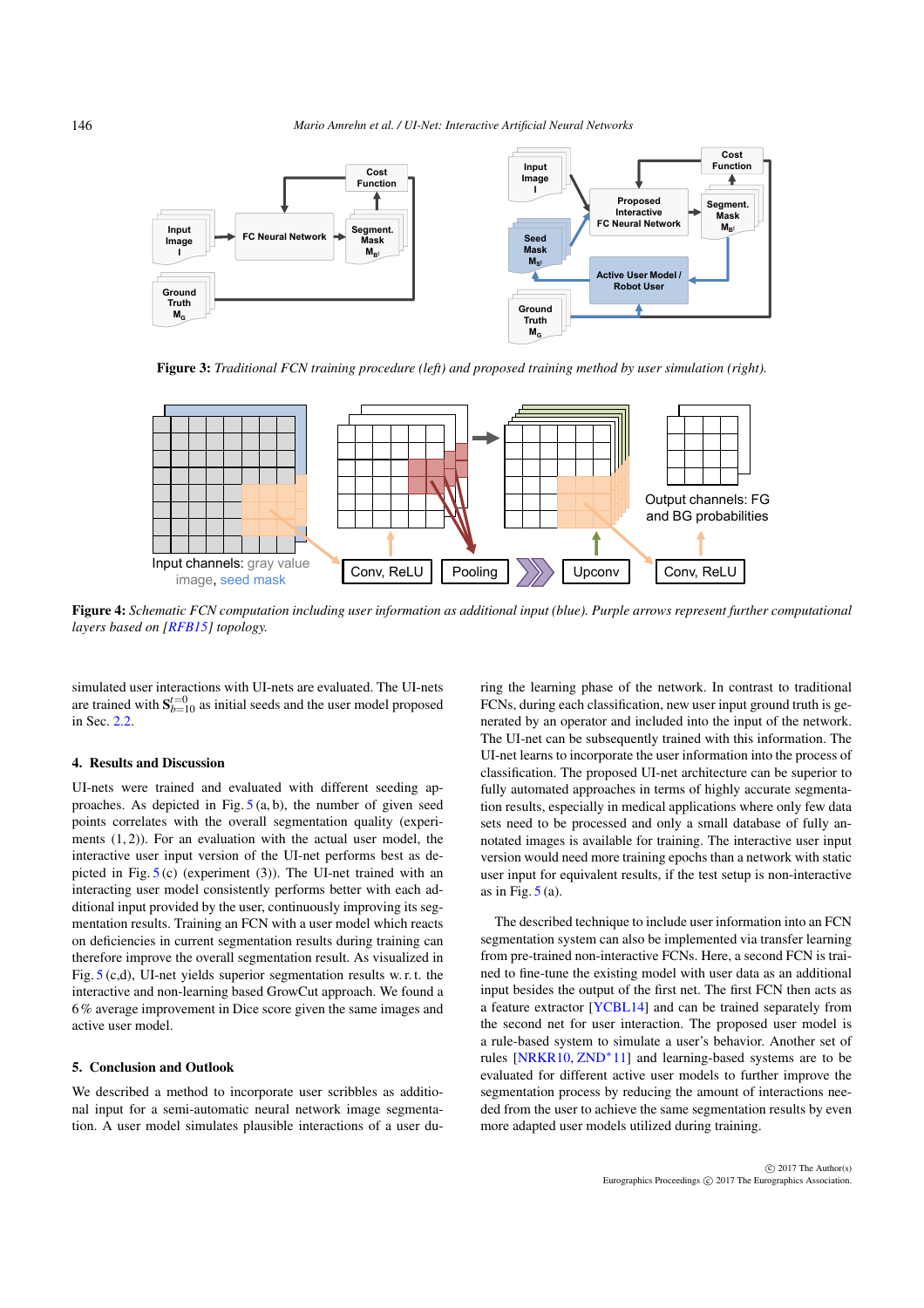**Figure 3:** *Traditional FCN training procedure (left) and proposed training method by user simulation (right).*

**Figure 4:** *Schematic FCN computation including user information as additional input (blue). Purple arrows represent further computational layers based on [RFB15] topology.*

simulated user interactions with UI-nets are evaluated. The UI-nets are trained with $\mathbf{S}_{b=10}^{t=0}$ as initial seeds and the user model proposed in Sec. 2.2.

## 4. Results and Discussion

UI-nets were trained and evaluated with different seeding approaches. As depicted in Fig. 5 (a, b), the number of given seed points correlates with the overall segmentation quality (experiments (1, 2)). For an evaluation with the actual user model, the interactive user input version of the UI-net performs best as depicted in Fig. 5 (c) (experiment (3)). The UI-net trained with an interacting user model consistently performs better with each additional input provided by the user, continuously improving its segmentation results. Training an FCN with a user model which reacts on deficiencies in current segmentation results during training can therefore improve the overall segmentation result. As visualized in Fig. 5 (c,d), UI-net yields superior segmentation results w. r. t. the interactive and non-learning based GrowCut approach. We found a 6 % average improvement in Dice score given the same images and active user model.

## 5. Conclusion and Outlook

We described a method to incorporate user scribbles as additional input for a semi-automatic neural network image segmentation. A user model simulates plausible interactions of a user during the learning phase of the network. In contrast to traditional FCNs, during each classification, new user input ground truth is generated by an operator and included into the input of the network. The UI-net can be subsequently trained with this information. The UI-net learns to incorporate the user information into the process of classification. The proposed UI-net architecture can be superior to fully automated approaches in terms of highly accurate segmentation results, especially in medical applications where only few data sets need to be processed and only a small database of fully annotated images is available for training. The interactive user input version would need more training epochs than a network with static user input for equivalent results, if the test setup is non-interactive as in Fig. 5 (a).

The described technique to include user information into an FCN segmentation system can also be implemented via transfer learning from pre-trained non-interactive FCNs. Here, a second FCN is trained to fine-tune the existing model with user data as an additional input besides the output of the first net. The first FCN then acts as a feature extractor [YCBL14] and can be trained separately from the second net for user interaction. The proposed user model is a rule-based system to simulate a user's behavior. Another set of rules [NRKR10, ZND*11] and learning-based systems are to be evaluated for different active user models to further improve the segmentation process by reducing the amount of interactions needed from the user to achieve the same segmentation results by even more adapted user models utilized during training.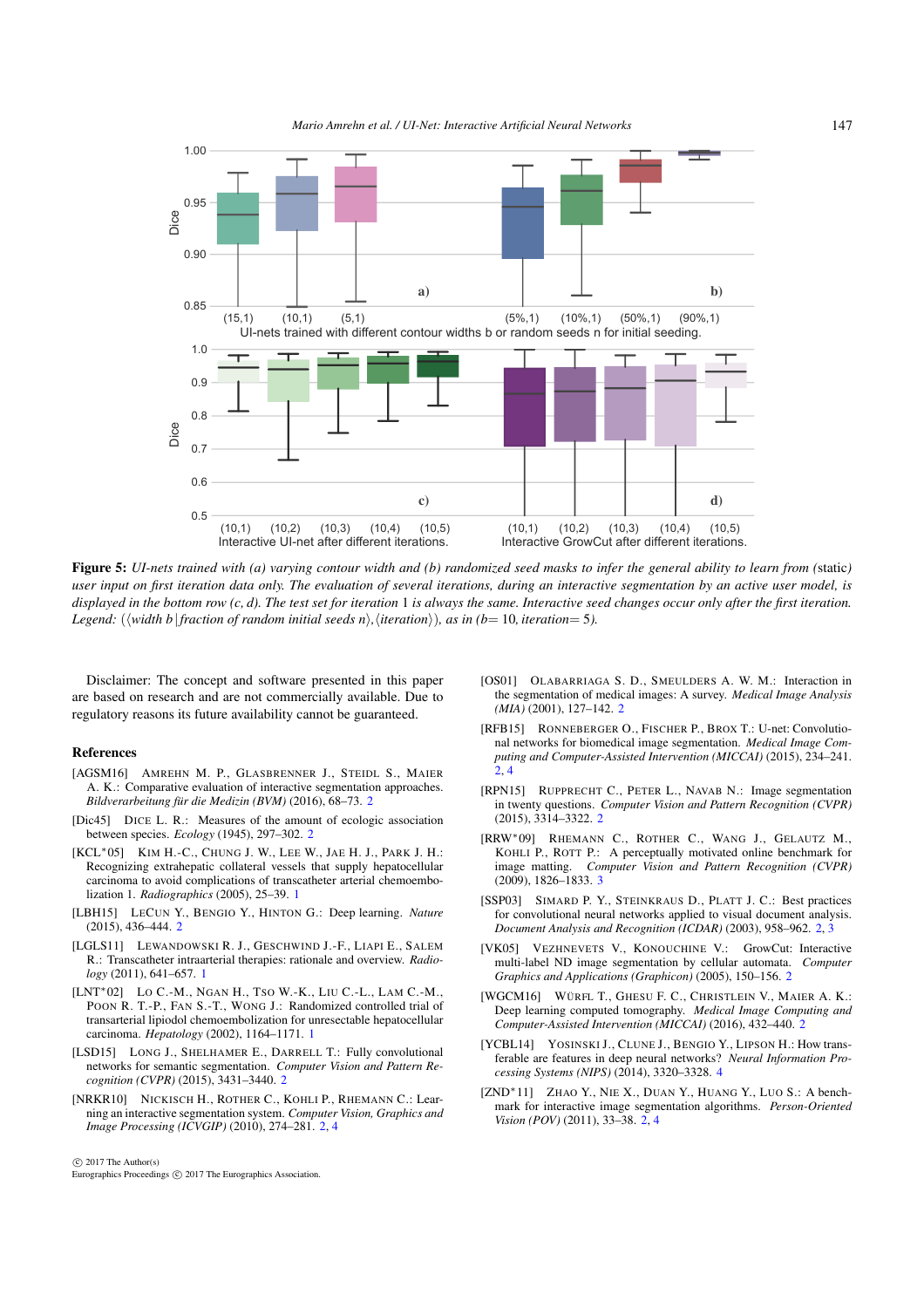Dice

1.00

0.95

0.90

0.85

(15,1) (10,1) (5,1)

a)

(5%,1) (10%,1) (50%,1) (90%,1)

b)

UI-nets trained with different contour widths b or random seeds n for initial seeding.

Dice

1.0

0.9

0.8

0.7

0.6

0.5

(10,1) (10,2) (10,3) (10,4) (10,5)

c)

Interactive UI-net after different iterations.

(10,1) (10,2) (10,3) (10,4) (10,5)

d)

Interactive GrowCut after different iterations.

**Figure 5:** *UI-nets trained with (a) varying contour width and (b) randomized seed masks to infer the general ability to learn from* (static) *user input on first iteration data only. The evaluation of several iterations, during an interactive segmentation by an active user model, is displayed in the bottom row (c, d). The test set for iteration* 1 *is always the same. Interactive seed changes occur only after the first iteration. Legend:* (⟨*width b*|*fraction of random initial seeds n*⟩,⟨*iteration*⟩)*, as in (b*= 10*, iteration*= 5*).*

Disclaimer: The concept and software presented in this paper are based on research and are not commercially available. Due to regulatory reasons its future availability cannot be guaranteed.

## References

[AGSM16] Amrehn M. P., Glasbrenner J., Steidl S., Maier A. K.: Comparative evaluation of interactive segmentation approaches. *Bildverarbeitung für die Medizin (BVM)* (2016), 68–73. 2

[Dic45] Dice L. R.: Measures of the amount of ecologic association between species. *Ecology* (1945), 297–302. 2

[KCL*05] Kim H.-C., Chung J. W., Lee W., Jae H. J., Park J. H.: Recognizing extrahepatic collateral vessels that supply hepatocellular carcinoma to avoid complications of transcatheter arterial chemoembolization 1. *Radiographics* (2005), 25–39. 1

[LBH15] LeCun Y., Bengio Y., Hinton G.: Deep learning. *Nature* (2015), 436–444. 2

[LGLS11] Lewandowski R. J., Geschwind J.-F., Liapi E., Salem R.: Transcatheter intraarterial therapies: rationale and overview. *Radiology* (2011), 641–657. 1

[LNT*02] Lo C.-M., Ngan H., Tso W.-K., Liu C.-L., Lam C.-M., Poon R. T.-P., Fan S.-T., Wong J.: Randomized controlled trial of transarterial lipiodol chemoembolization for unresectable hepatocellular carcinoma. *Hepatology* (2002), 1164–1171. 1

[LSD15] Long J., Shelhamer E., Darrell T.: Fully convolutional networks for semantic segmentation. *Computer Vision and Pattern Recognition (CVPR)* (2015), 3431–3440. 2

[NRKR10] Nickisch H., Rother C., Kohli P., Rhemann C.: Learning an interactive segmentation system. *Computer Vision, Graphics and Image Processing (ICVGIP)* (2010), 274–281. 2, 4

[OS01] Olabarriaga S. D., Smeulders A. W. M.: Interaction in the segmentation of medical images: A survey. *Medical Image Analysis (MIA)* (2001), 127–142. 2

[RFB15] Ronneberger O., Fischer P., Brox T.: U-net: Convolutional networks for biomedical image segmentation. *Medical Image Computing and Computer-Assisted Intervention (MICCAI)* (2015), 234–241. 2, 4

[RPN15] Rupprecht C., Peter L., Navab N.: Image segmentation in twenty questions. *Computer Vision and Pattern Recognition (CVPR)* (2015), 3314–3322. 2

[RRW*09] Rhemann C., Rother C., Wang J., Gelautz M., Kohli P., Rott P.: A perceptually motivated online benchmark for image matting. *Computer Vision and Pattern Recognition (CVPR)* (2009), 1826–1833. 3

[SSP03] Simard P. Y., Steinkraus D., Platt J. C.: Best practices for convolutional neural networks applied to visual document analysis. *Document Analysis and Recognition (ICDAR)* (2003), 958–962. 2, 3

[VK05] Vezhnevets V., Konouchine V.: GrowCut: Interactive multi-label ND image segmentation by cellular automata. *Computer Graphics and Applications (Graphicon)* (2005), 150–156. 2

[WGCM16] Würfl T., Ghesu F. C., Christlein V., Maier A. K.: Deep learning computed tomography. *Medical Image Computing and Computer-Assisted Intervention (MICCAI)* (2016), 432–440. 2

[YCBL14] Yosinski J., Clune J., Bengio Y., Lipson H.: How transferable are features in deep neural networks? *Neural Information Processing Systems (NIPS)* (2014), 3320–3328. 4

[ZND*11] Zhao Y., Nie X., Duan Y., Huang Y., Luo S.: A benchmark for interactive image segmentation algorithms. *Person-Oriented Vision (POV)* (2011), 33–38. 2, 4